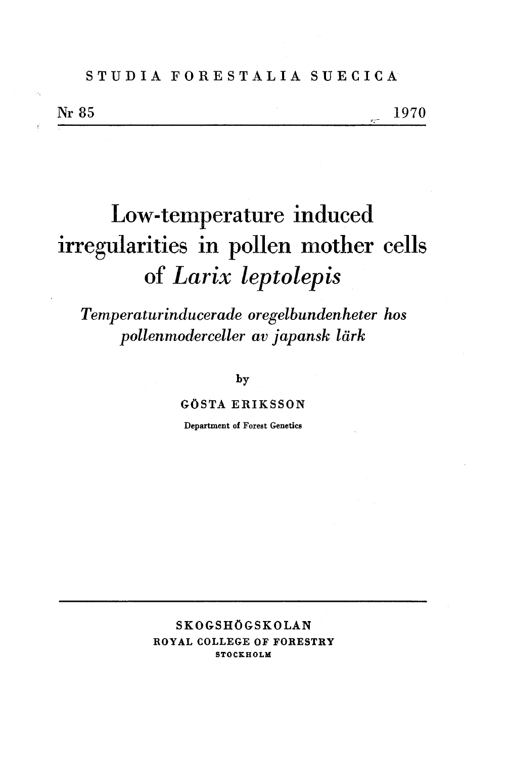STUDIA FORESTALIA SUECICA

Nr 85 1970

# Low-temperature induced irregularities in pollen mother cells of *Larix leptolepis*

*Temperaturinducerade oregelbundenheter hos pollenmoderceller av japansk lärk*

by

GÖSTA ERIKSSON

Department of Forest Genetics

SKOGSHÖGSKOLAN

ROYAL COLLEGE OF FORESTRY

STOCKHOLM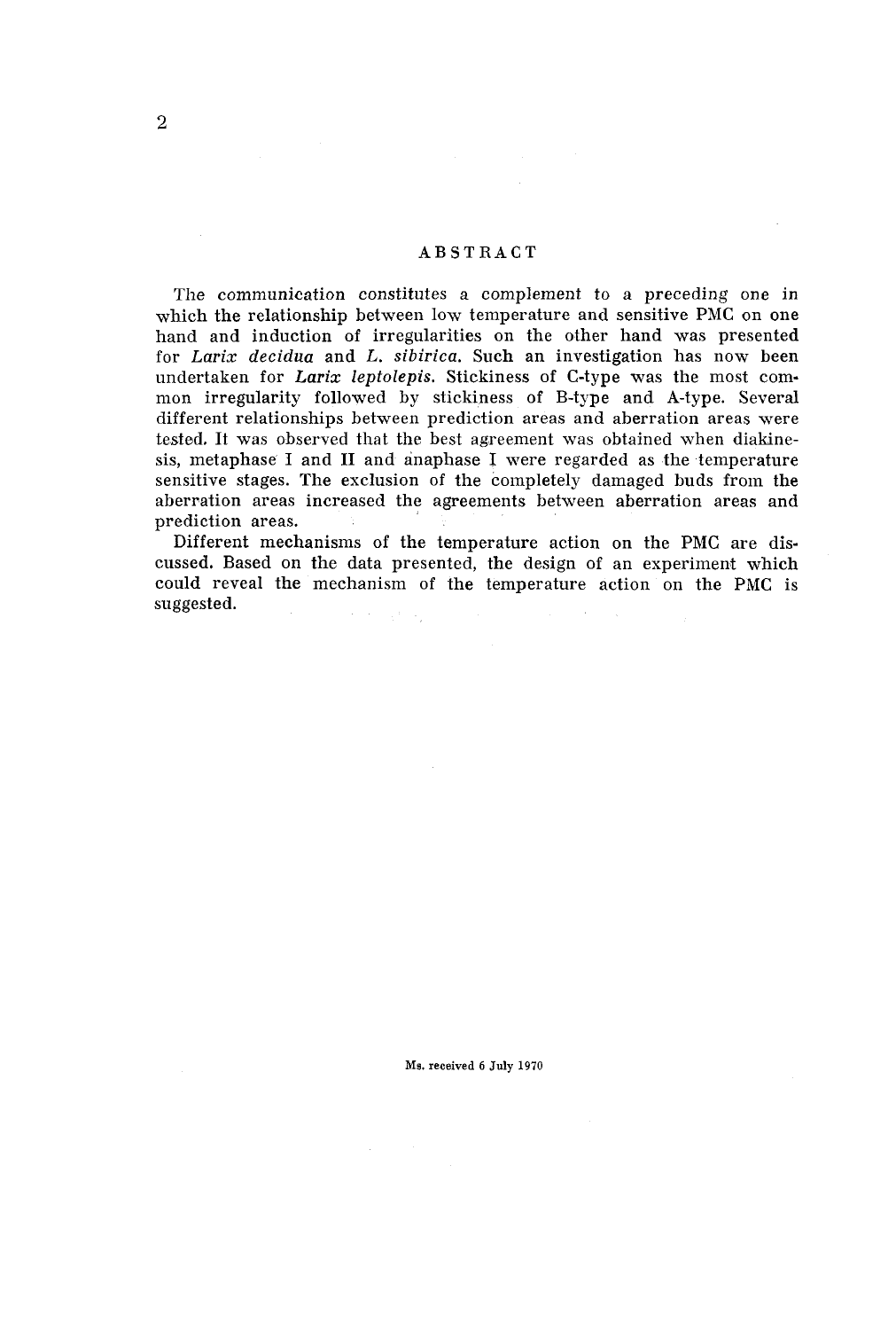## ABSTRACT

The communication constitutes a complement to a preceding one in which the relationship between low temperature and sensitive PMC on one hand and induction of irregularities on the other hand was presented for *Larix decidua* and *L. sibirica*. Such an investigation has now been undertaken for *Larix leptolepis*. Stickiness of C-type was the most common irregularity followed by stickiness of B-type and A-type. Several different relationships between prediction areas and aberration areas were tested. It was observed that the best agreement was obtained when diakinesis, metaphase I and II and anaphase I were regarded as the temperature sensitive stages. The exclusion of the completely damaged buds from the aberration areas increased the agreements between aberration areas and prediction areas.

Different mechanisms of the temperature action on the PMC are discussed. Based on the data presented, the design of an experiment which could reveal the mechanism of the temperature action on the PMC is suggested.

Ms. received 6 July 1970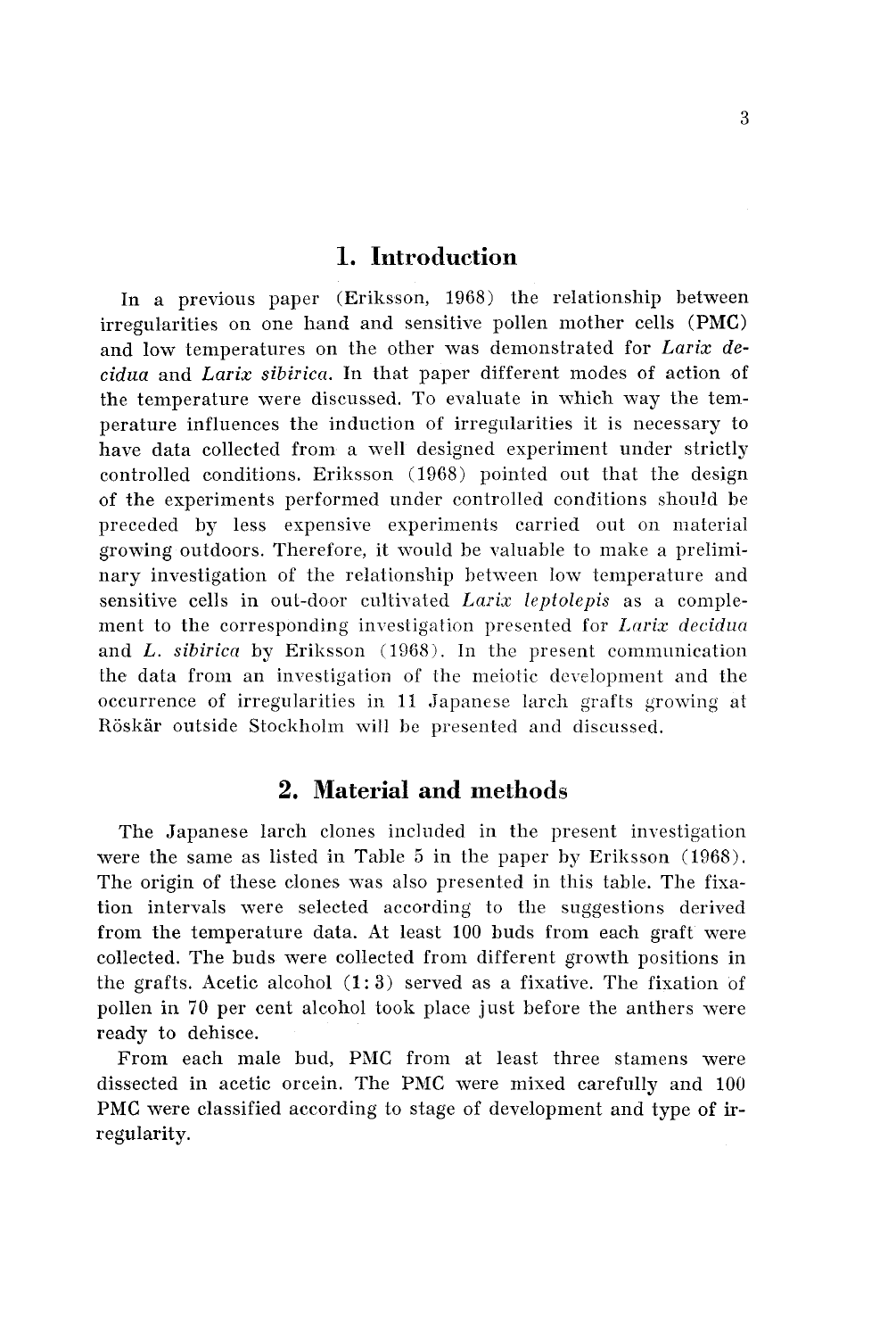# 1. Introduction

In a previous paper (Eriksson, 1968) the relationship between irregularities on one hand and sensitive pollen mother cells (PMC) and low temperatures on the other was demonstrated for *Larix decidua* and *Larix sibirica*. In that paper different modes of action of the temperature were discussed. To evaluate in which way the temperature influences the induction of irregularities it is necessary to have data collected from a well designed experiment under strictly controlled conditions. Eriksson (1968) pointed out that the design of the experiments performed under controlled conditions should be preceded by less expensive experiments carried out on material growing outdoors. Therefore, it would be valuable to make a preliminary investigation of the relationship between low temperature and sensitive cells in out-door cultivated *Larix leptolepis* as a complement to the corresponding investigation presented for *Larix decidua* and *L. sibirica* by Eriksson (1968). In the present communication the data from an investigation of the meiotic development and the occurrence of irregularities in 11 Japanese larch grafts growing at Röskär outside Stockholm will be presented and discussed.

# 2. Material and methods

The Japanese larch clones included in the present investigation were the same as listed in Table 5 in the paper by Eriksson (1968). The origin of these clones was also presented in this table. The fixation intervals were selected according to the suggestions derived from the temperature data. At least 100 buds from each graft were collected. The buds were collected from different growth positions in the grafts. Acetic alcohol (1:3) served as a fixative. The fixation of pollen in 70 per cent alcohol took place just before the anthers were ready to dehisce.

From each male bud, PMC from at least three stamens were dissected in acetic orcein. The PMC were mixed carefully and 100 PMC were classified according to stage of development and type of irregularity.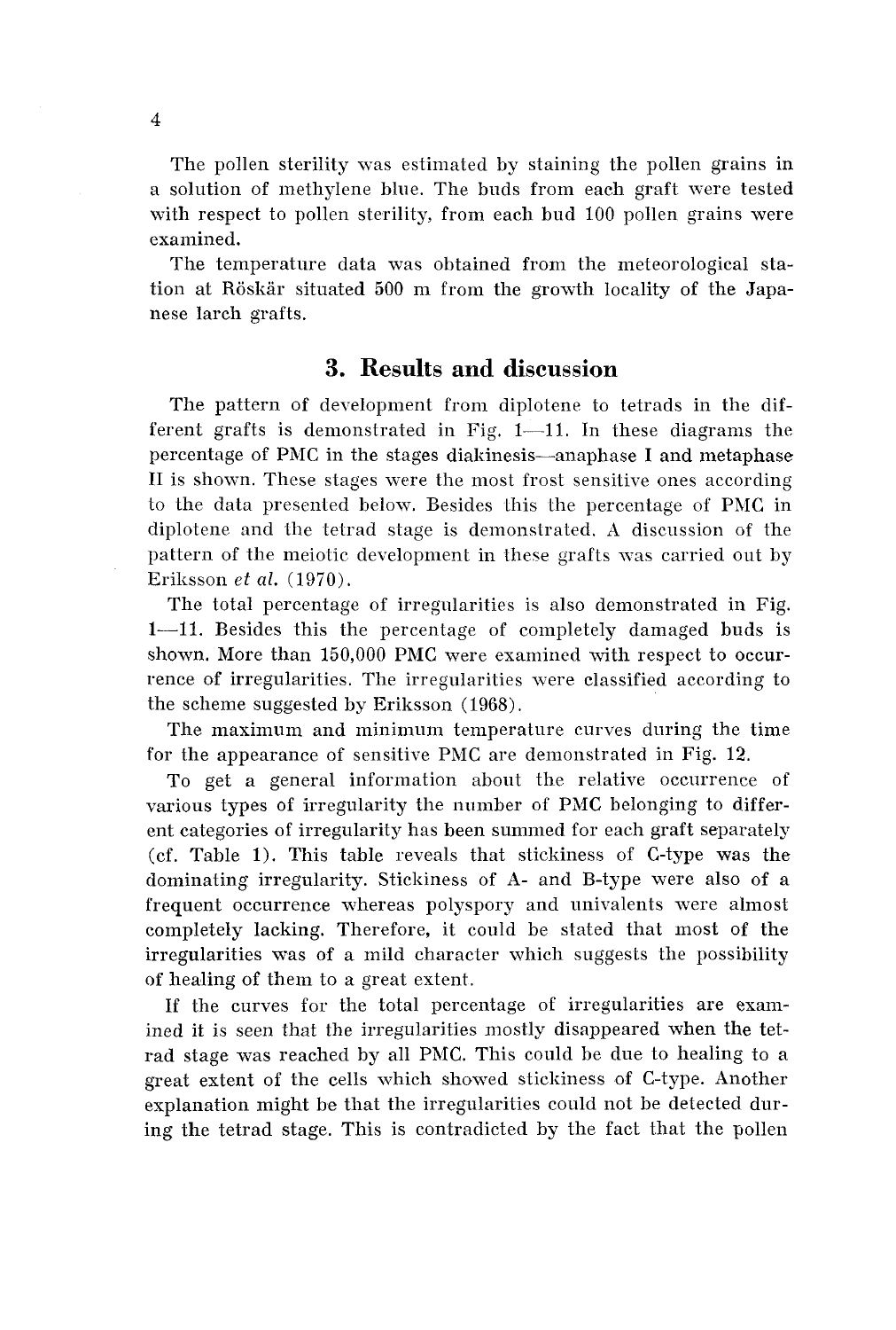The pollen sterility was estimated by staining the pollen grains in a solution of methylene blue. The buds from each graft were tested with respect to pollen sterility, from each bud 100 pollen grains were examined.

The temperature data was obtained from the meteorological station at Röskär situated 500 m from the growth locality of the Japanese larch grafts.

## 3. Results and discussion

The pattern of development from diplotene to tetrads in the different grafts is demonstrated in Fig. 1—11. In these diagrams the percentage of PMC in the stages diakinesis—anaphase I and metaphase II is shown. These stages were the most frost sensitive ones according to the data presented below. Besides this the percentage of PMC in diplotene and the tetrad stage is demonstrated. A discussion of the pattern of the meiotic development in these grafts was carried out by Eriksson *et al.* (1970).

The total percentage of irregularities is also demonstrated in Fig. 1—11. Besides this the percentage of completely damaged buds is shown. More than 150,000 PMC were examined with respect to occurrence of irregularities. The irregularities were classified according to the scheme suggested by Eriksson (1968).

The maximum and minimum temperature curves during the time for the appearance of sensitive PMC are demonstrated in Fig. 12.

To get a general information about the relative occurrence of various types of irregularity the number of PMC belonging to different categories of irregularity has been summed for each graft separately (cf. Table 1). This table reveals that stickiness of C-type was the dominating irregularity. Stickiness of A- and B-type were also of a frequent occurrence whereas polyspory and univalents were almost completely lacking. Therefore, it could be stated that most of the irregularities was of a mild character which suggests the possibility of healing of them to a great extent.

If the curves for the total percentage of irregularities are examined it is seen that the irregularities mostly disappeared when the tetrad stage was reached by all PMC. This could be due to healing to a great extent of the cells which showed stickiness of C-type. Another explanation might be that the irregularities could not be detected during the tetrad stage. This is contradicted by the fact that the pollen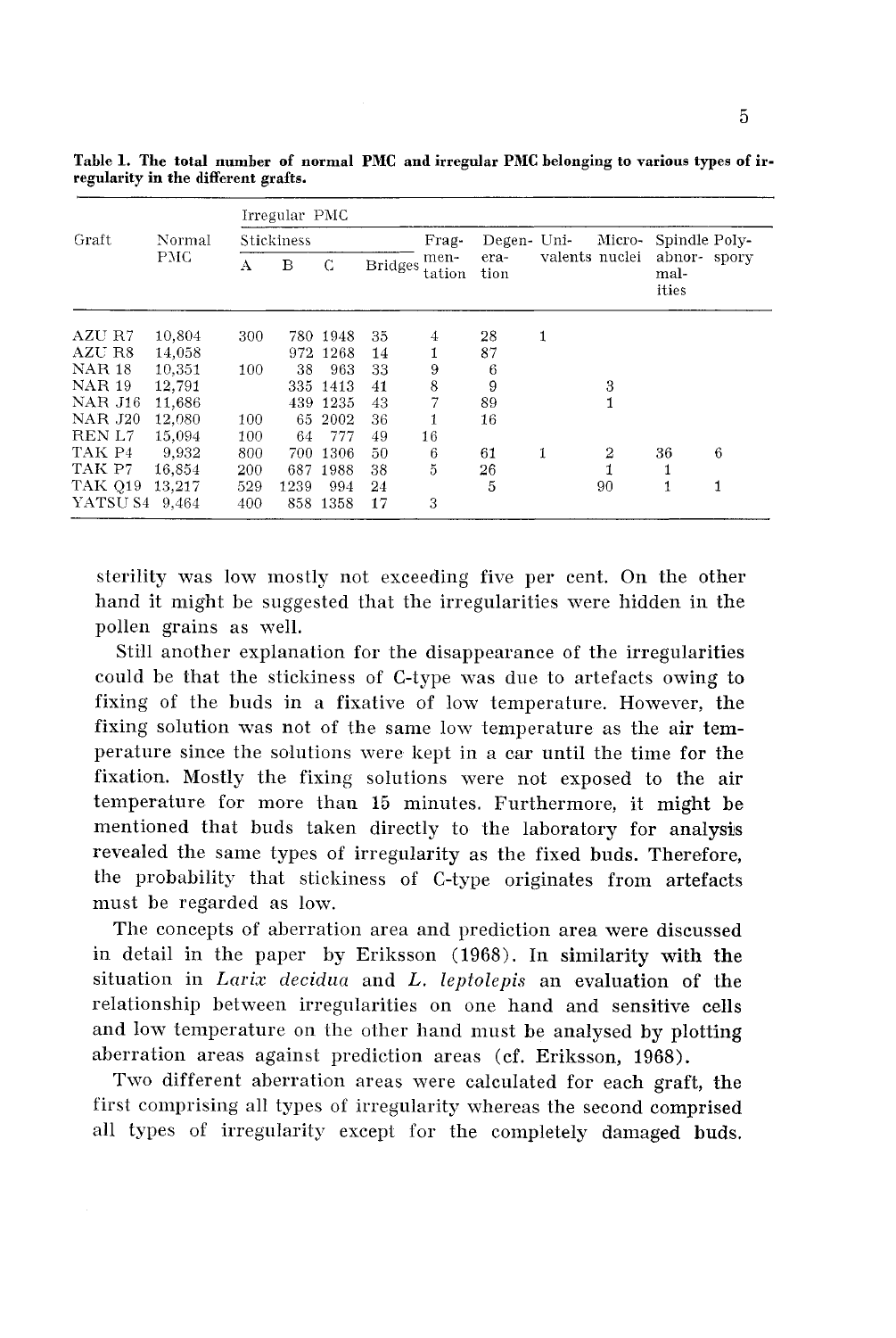**Table 1. The total number of normal PMC and irregular PMC belonging to various types of irregularity in the different grafts.**

| Graft | Normal PMC | Irregular PMC | | | | | | | | | |
|---|---|---|---|---|---|---|---|---|---|---|---|
| | | Stickiness | | | Bridges | Fragmentation | Degeneration | Univalents | Micronuclei | Spindle abnormalities | Polyspory |
| | | A | B | C | | | | | | | |
| AZU R7 | 10,804 | 300 | 780 | 1948 | 35 | 4 | 28 | 1 | | | |
| AZU R8 | 14,058 | | 972 | 1268 | 14 | 1 | 87 | | | | |
| NAR 18 | 10,351 | 100 | 38 | 963 | 33 | 9 | 6 | | | | |
| NAR 19 | 12,791 | | 335 | 1413 | 41 | 8 | 9 | | 3 | | |
| NAR J16 | 11,686 | | 439 | 1235 | 43 | 7 | 89 | | 1 | | |
| NAR J20 | 12,080 | 100 | 65 | 2002 | 36 | 1 | 16 | | | | |
| REN L7 | 15,094 | 100 | 64 | 777 | 49 | 16 | | | | | |
| TAK P4 | 9,932 | 800 | 700 | 1306 | 50 | 6 | 61 | 1 | 2 | 36 | 6 |
| TAK P7 | 16,854 | 200 | 687 | 1988 | 38 | 5 | 26 | | 1 | 1 | |
| TAK Q19 | 13,217 | 529 | 1239 | 994 | 24 | | 5 | | 90 | 1 | 1 |
| YATSU S4 | 9,464 | 400 | 858 | 1358 | 17 | 3 | | | | | |

sterility was low mostly not exceeding five per cent. On the other hand it might be suggested that the irregularities were hidden in the pollen grains as well.

Still another explanation for the disappearance of the irregularities could be that the stickiness of C-type was due to artefacts owing to fixing of the buds in a fixative of low temperature. However, the fixing solution was not of the same low temperature as the air temperature since the solutions were kept in a car until the time for the fixation. Mostly the fixing solutions were not exposed to the air temperature for more than 15 minutes. Furthermore, it might be mentioned that buds taken directly to the laboratory for analysis revealed the same types of irregularity as the fixed buds. Therefore, the probability that stickiness of C-type originates from artefacts must be regarded as low.

The concepts of aberration area and prediction area were discussed in detail in the paper by Eriksson (1968). In similarity with the situation in *Larix decidua* and *L. leptolepis* an evaluation of the relationship between irregularities on one hand and sensitive cells and low temperature on the other hand must be analysed by plotting aberration areas against prediction areas (cf. Eriksson, 1968).

Two different aberration areas were calculated for each graft, the first comprising all types of irregularity whereas the second comprised all types of irregularity except for the completely damaged buds.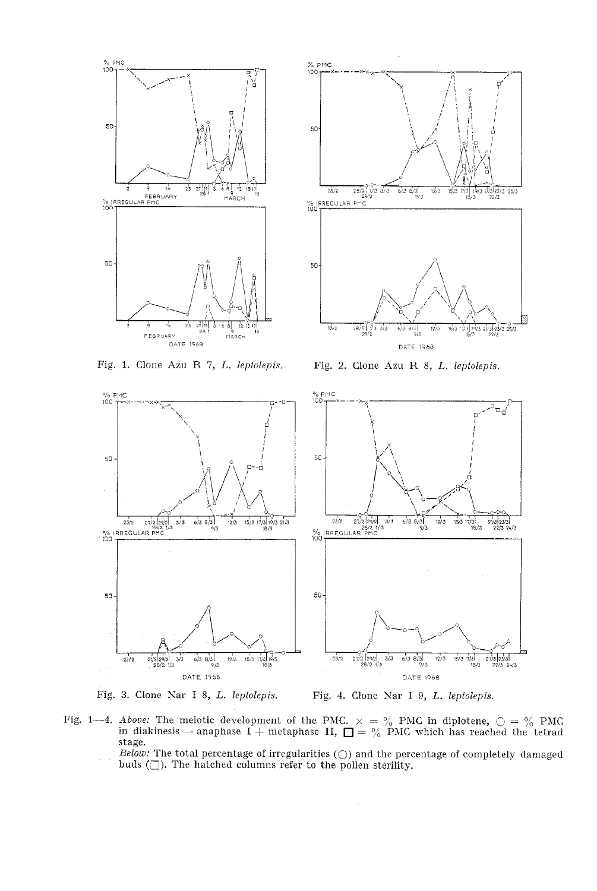Fig. 1. Clone Azu R 7, *L. leptolepis*.

Fig. 2. Clone Azu R 8, *L. leptolepis*.

Fig. 3. Clone Nar I 8, *L. leptolepis*.

Fig. 4. Clone Nar I 9, *L. leptolepis*.

Fig. 1—4. *Above:* The meiotic development of the PMC. × = % PMC in diplotene, ○ = % PMC in diakinesis — anaphase I + metaphase II, □ = % PMC which has reached the tetrad stage.
*Below:* The total percentage of irregularities (○) and the percentage of completely damaged buds (□). The hatched columns refer to the pollen sterility.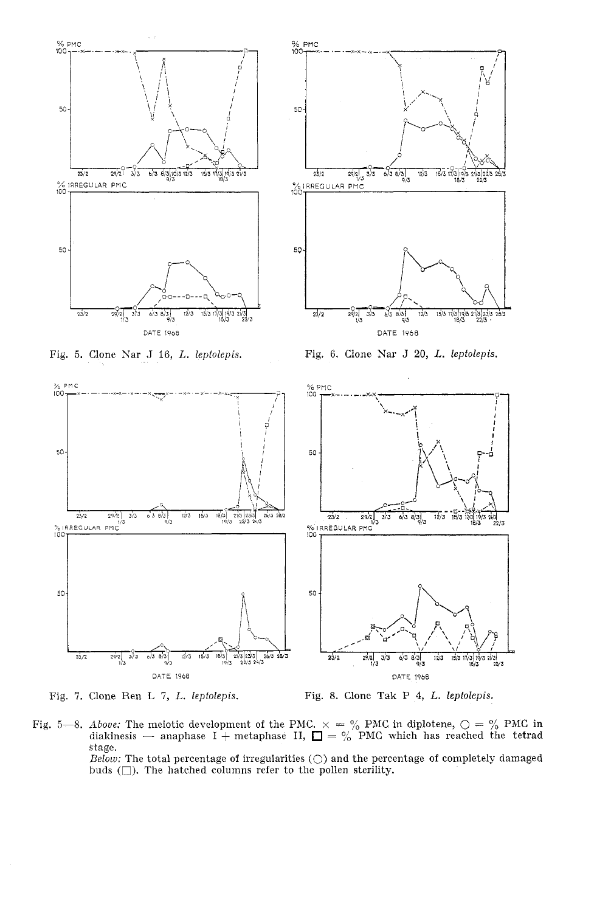Fig. 5. Clone Nar J 16, *L. leptolepis.*

Fig. 6. Clone Nar J 20, *L. leptolepis.*

Fig. 7. Clone Ren L 7, *L. leptolepis.*

Fig. 8. Clone Tak P 4, *L. leptolepis.*

Fig. 5—8. *Above:* The meiotic development of the PMC. × = % PMC in diplotene, ○ = % PMC in diakinesis — anaphase I + metaphase II, □ = % PMC which has reached the tetrad stage.
*Below:* The total percentage of irregularities (○) and the percentage of completely damaged buds (□). The hatched columns refer to the pollen sterility.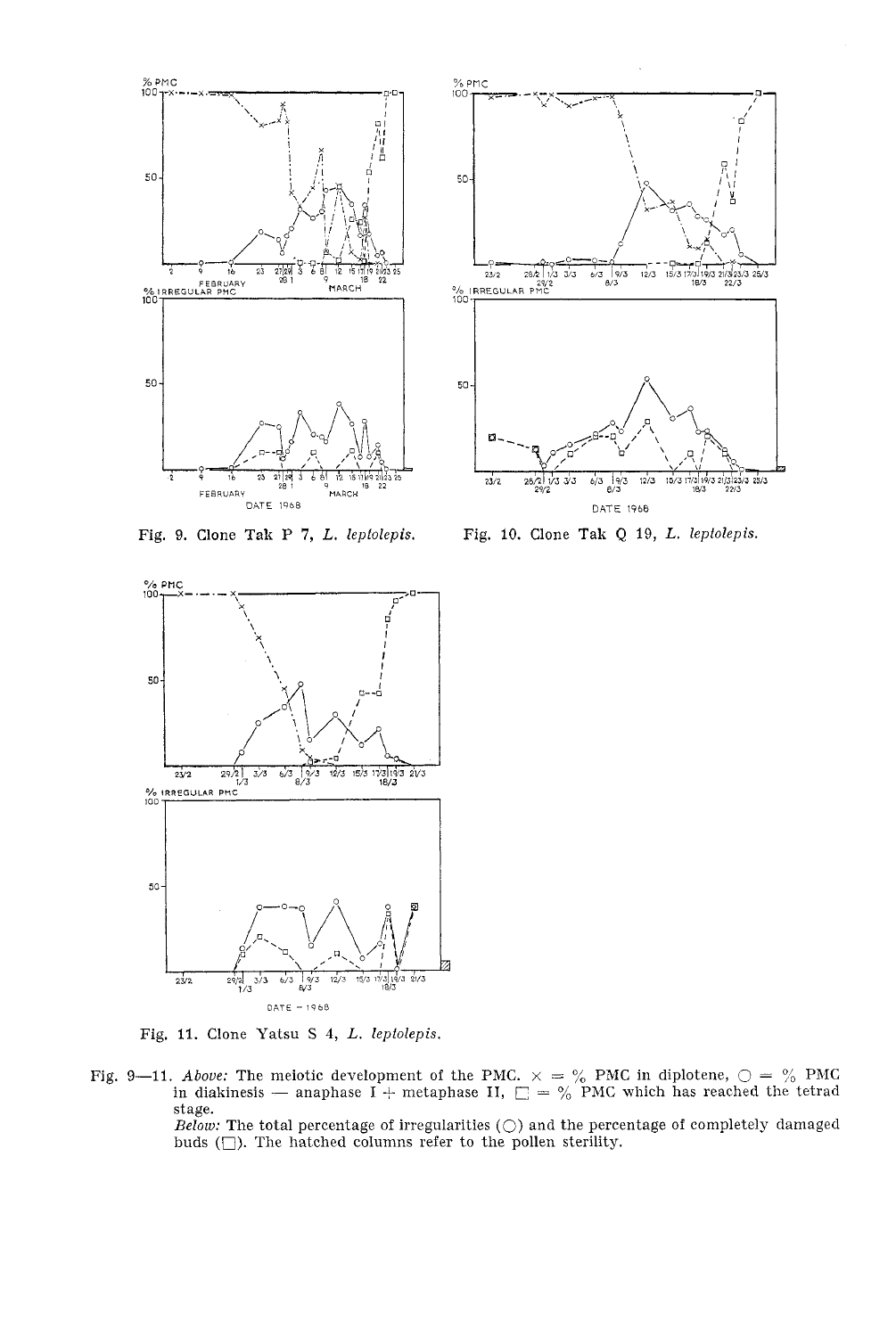Fig. 9. Clone Tak P 7, *L. leptolepis.*

Fig. 10. Clone Tak Q 19, *L. leptolepis.*

Fig. 11. Clone Yatsu S 4, *L. leptolepis.*

Fig. 9—11. *Above:* The meiotic development of the PMC. × = % PMC in diplotene, ○ = % PMC in diakinesis — anaphase I + metaphase II, □ = % PMC which has reached the tetrad stage.
*Below:* The total percentage of irregularities (○) and the percentage of completely damaged buds (□). The hatched columns refer to the pollen sterility.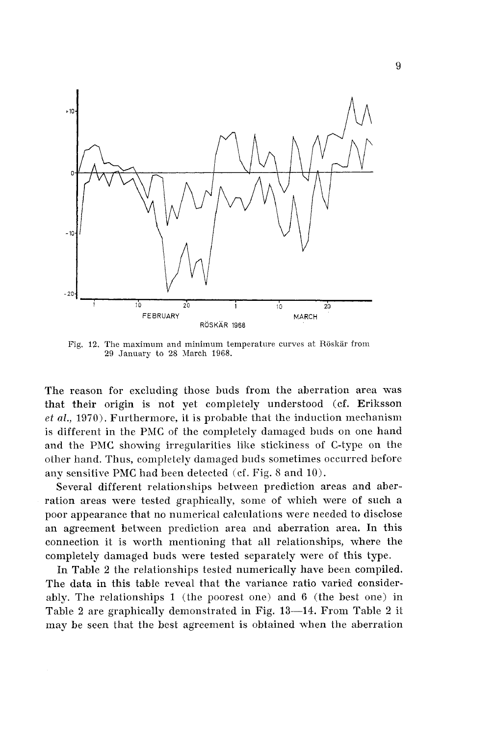Fig. 12. The maximum and minimum temperature curves at Röskär from 29 January to 28 March 1968.

The reason for excluding those buds from the aberration area was that their origin is not yet completely understood (cf. Eriksson *et al.*, 1970). Furthermore, it is probable that the induction mechanism is different in the PMC of the completely damaged buds on one hand and the PMC showing irregularities like stickiness of C-type on the other hand. Thus, completely damaged buds sometimes occurred before any sensitive PMC had been detected (cf. Fig. 8 and 10).

Several different relationships between prediction areas and aberration areas were tested graphically, some of which were of such a poor appearance that no numerical calculations were needed to disclose an agreement between prediction area and aberration area. In this connection it is worth mentioning that all relationships, where the completely damaged buds were tested separately were of this type.

In Table 2 the relationships tested numerically have been compiled. The data in this table reveal that the variance ratio varied considerably. The relationships 1 (the poorest one) and 6 (the best one) in Table 2 are graphically demonstrated in Fig. 13—14. From Table 2 it may be seen that the best agreement is obtained when the aberration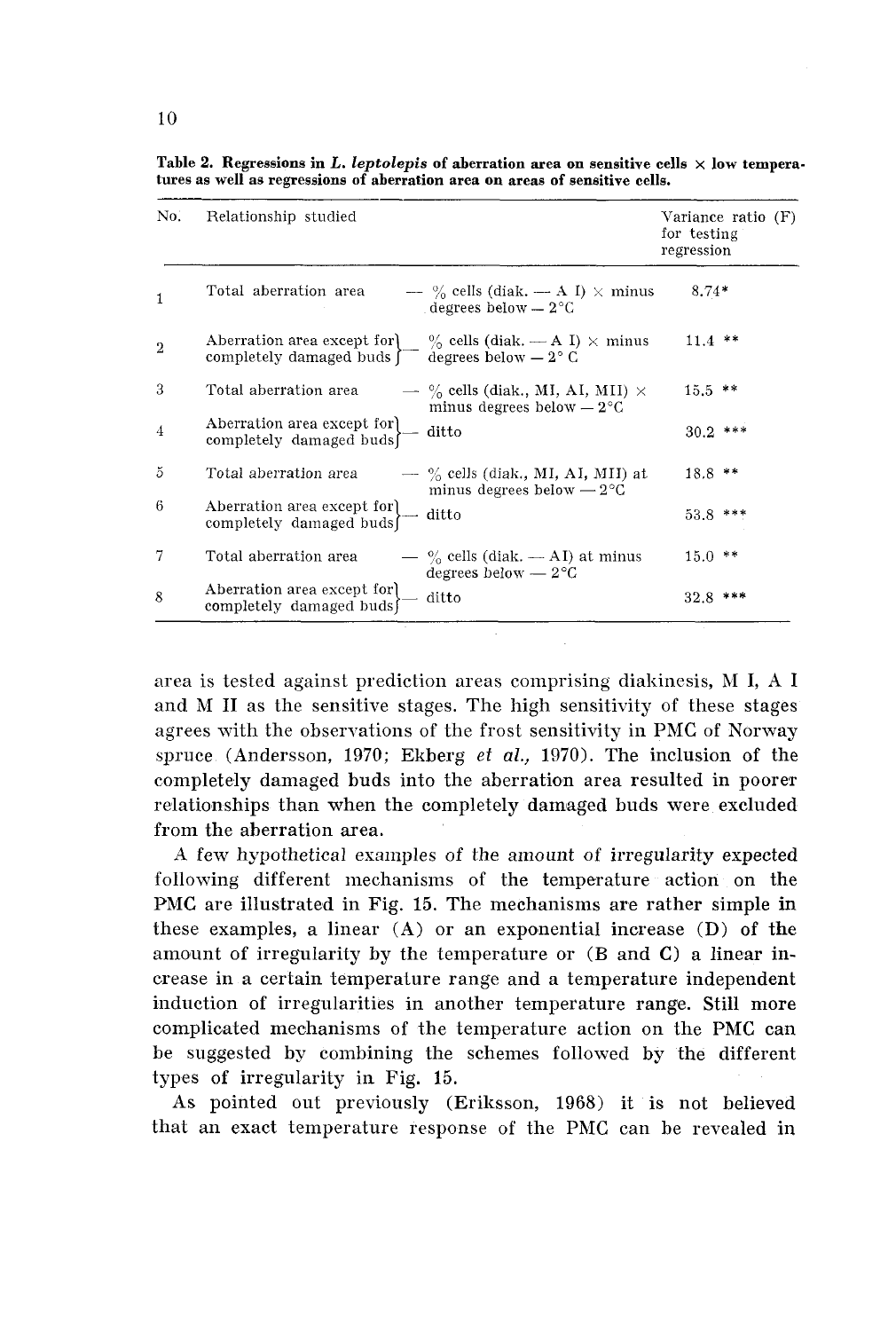**Table 2. Regressions in *L. leptolepis* of aberration area on sensitive cells × low temperatures as well as regressions of aberration area on areas of sensitive cells.**

| No. | Relationship studied | | Variance ratio (F) for testing regression |
|---|---|---|---|
| 1 | Total aberration area | — % cells (diak. — A I) × minus degrees below — 2°C | 8.74* |
| 2 | Aberration area except for completely damaged buds | — % cells (diak. — A I) × minus degrees below — 2° C | 11.4 ** |
| 3 | Total aberration area | — % cells (diak., MI, AI, MII) × minus degrees below — 2°C | 15.5 ** |
| 4 | Aberration area except for completely damaged buds | — ditto | 30.2 *** |
| 5 | Total aberration area | — % cells (diak., MI, AI, MII) at minus degrees below — 2°C | 18.8 ** |
| 6 | Aberration area except for completely damaged buds | — ditto | 53.8 *** |
| 7 | Total aberration area | — % cells (diak. — AI) at minus degrees below — 2°C | 15.0 ** |
| 8 | Aberration area except for completely damaged buds | — ditto | 32.8 *** |

area is tested against prediction areas comprising diakinesis, M I, A I and M II as the sensitive stages. The high sensitivity of these stages agrees with the observations of the frost sensitivity in PMC of Norway spruce (Andersson, 1970; Ekberg *et al.,* 1970). The inclusion of the completely damaged buds into the aberration area resulted in poorer relationships than when the completely damaged buds were excluded from the aberration area.

A few hypothetical examples of the amount of irregularity expected following different mechanisms of the temperature action on the PMC are illustrated in Fig. 15. The mechanisms are rather simple in these examples, a linear (A) or an exponential increase (D) of the amount of irregularity by the temperature or (B and C) a linear increase in a certain temperature range and a temperature independent induction of irregularities in another temperature range. Still more complicated mechanisms of the temperature action on the PMC can be suggested by combining the schemes followed by the different types of irregularity in Fig. 15.

As pointed out previously (Eriksson, 1968) it is not believed that an exact temperature response of the PMC can be revealed in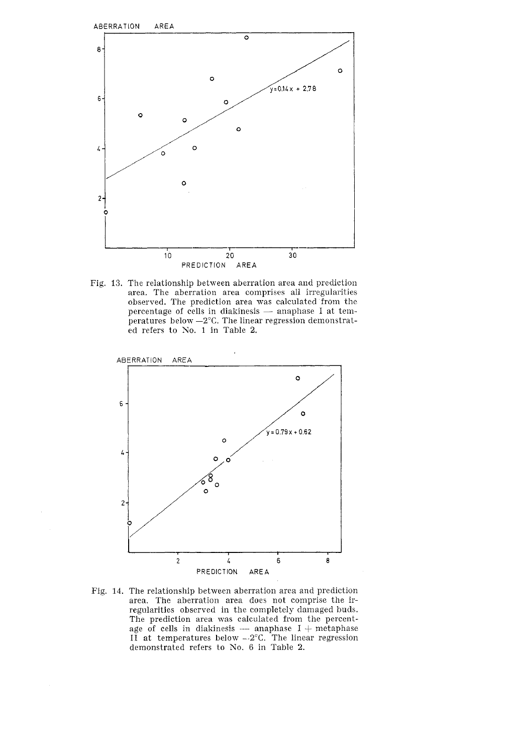Fig. 13. The relationship between aberration area and prediction area. The aberration area comprises all irregularities observed. The prediction area was calculated from the percentage of cells in diakinesis — anaphase I at temperatures below −2°C. The linear regression demonstrated refers to No. 1 in Table 2.

Fig. 14. The relationship between aberration area and prediction area. The aberration area does not comprise the irregularities observed in the completely damaged buds. The prediction area was calculated from the percentage of cells in diakinesis — anaphase I + metaphase II at temperatures below −2°C. The linear regression demonstrated refers to No. 6 in Table 2.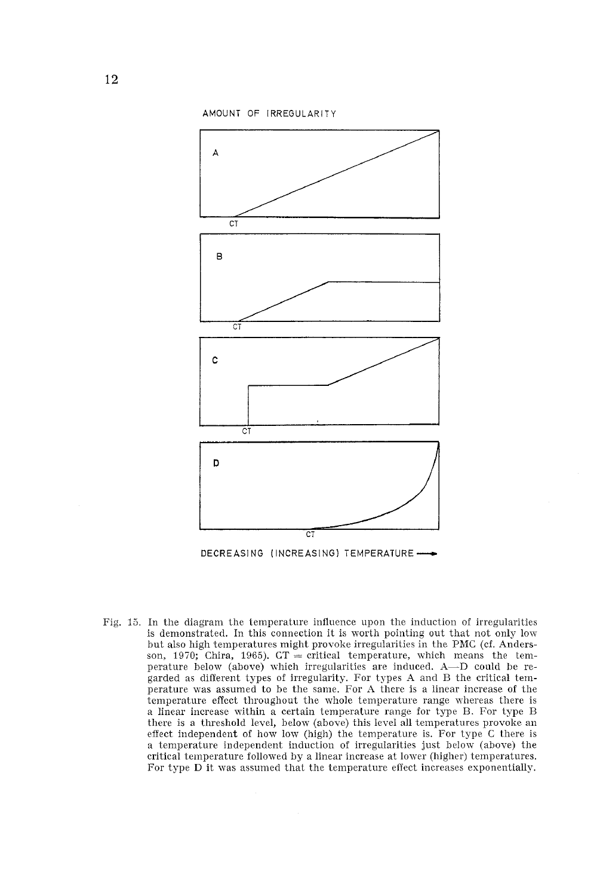AMOUNT OF IRREGULARITY

A

CT

B

CT

C

CT

D

CT

DECREASING (INCREASING) TEMPERATURE ⟶

Fig. 15. In the diagram the temperature influence upon the induction of irregularities is demonstrated. In this connection it is worth pointing out that not only low but also high temperatures might provoke irregularities in the PMC (cf. Andersson, 1970; Chira, 1965). CT = critical temperature, which means the temperature below (above) which irregularities are induced. A—D could be regarded as different types of irregularity. For types A and B the critical temperature was assumed to be the same. For A there is a linear increase of the temperature effect throughout the whole temperature range whereas there is a linear increase within a certain temperature range for type B. For type B there is a threshold level, below (above) this level all temperatures provoke an effect independent of how low (high) the temperature is. For type C there is a temperature independent induction of irregularities just below (above) the critical temperature followed by a linear increase at lower (higher) temperatures. For type D it was assumed that the temperature effect increases exponentially.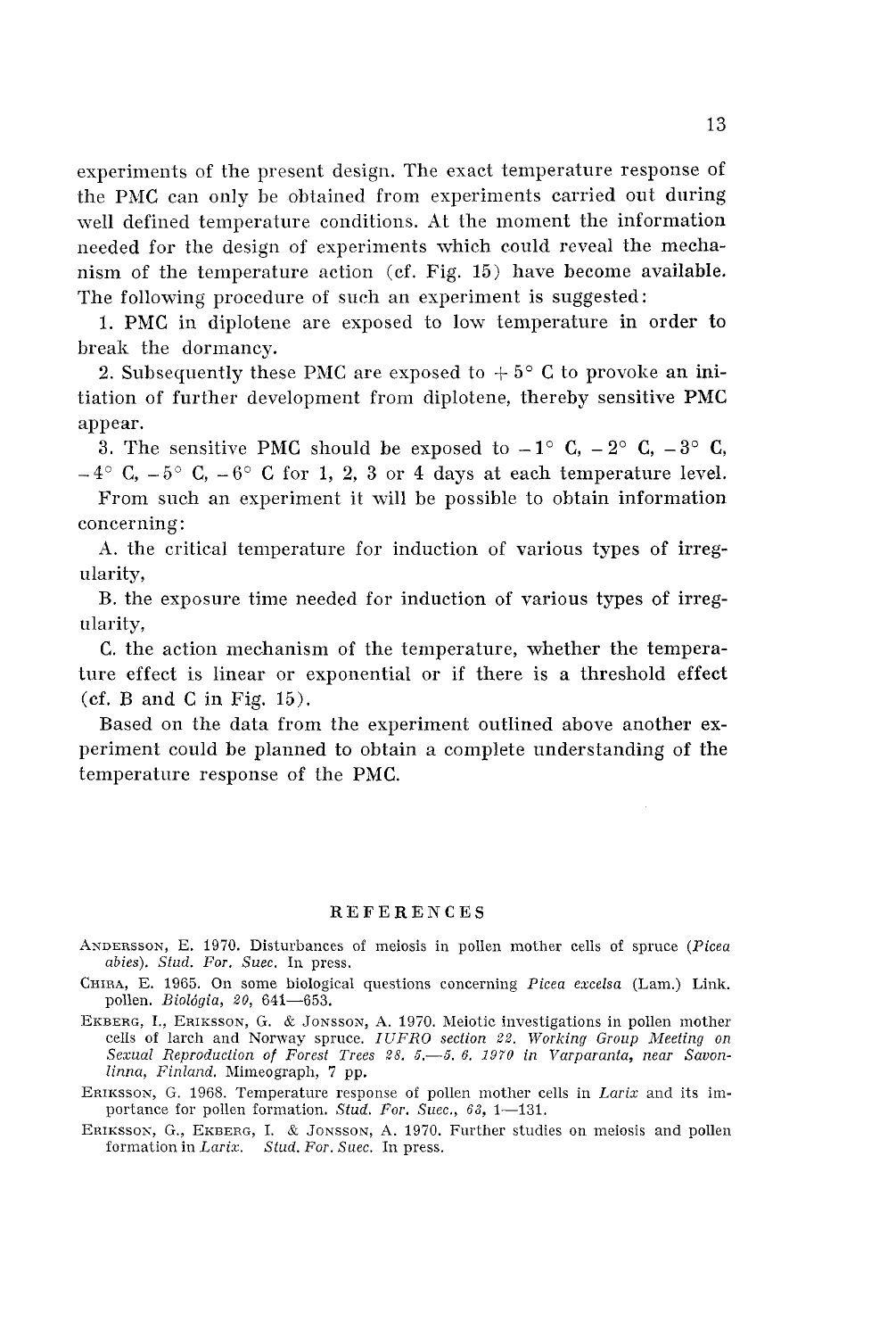experiments of the present design. The exact temperature response of the PMC can only be obtained from experiments carried out during well defined temperature conditions. At the moment the information needed for the design of experiments which could reveal the mechanism of the temperature action (cf. Fig. 15) have become available. The following procedure of such an experiment is suggested:

1. PMC in diplotene are exposed to low temperature in order to break the dormancy.
2. Subsequently these PMC are exposed to + 5° C to provoke an initiation of further development from diplotene, thereby sensitive PMC appear.
3. The sensitive PMC should be exposed to − 1° C, − 2° C, − 3° C, − 4° C, − 5° C, − 6° C for 1, 2, 3 or 4 days at each temperature level.

From such an experiment it will be possible to obtain information concerning:

A. the critical temperature for induction of various types of irregularity,

B. the exposure time needed for induction of various types of irregularity,

C. the action mechanism of the temperature, whether the temperature effect is linear or exponential or if there is a threshold effect (cf. B and C in Fig. 15).

Based on the data from the experiment outlined above another experiment could be planned to obtain a complete understanding of the temperature response of the PMC.

## REFERENCES

ANDERSSON, E. 1970. Disturbances of meiosis in pollen mother cells of spruce (*Picea abies*). *Stud. For. Suec.* In press.

CHIRA, E. 1965. On some biological questions concerning *Picea excelsa* (Lam.) Link. pollen. *Biológia, 20,* 641—653.

EKBERG, I., ERIKSSON, G. & JONSSON, A. 1970. Meiotic investigations in pollen mother cells of larch and Norway spruce. *IUFRO section 22. Working Group Meeting on Sexual Reproduction of Forest Trees 28. 5.—5. 6. 1970 in Varparanta, near Savonlinna, Finland.* Mimeograph, 7 pp.

ERIKSSON, G. 1968. Temperature response of pollen mother cells in *Larix* and its importance for pollen formation. *Stud. For. Suec., 63,* 1—131.

ERIKSSON, G., EKBERG, I. & JONSSON, A. 1970. Further studies on meiosis and pollen formation in *Larix*. *Stud. For. Suec.* In press.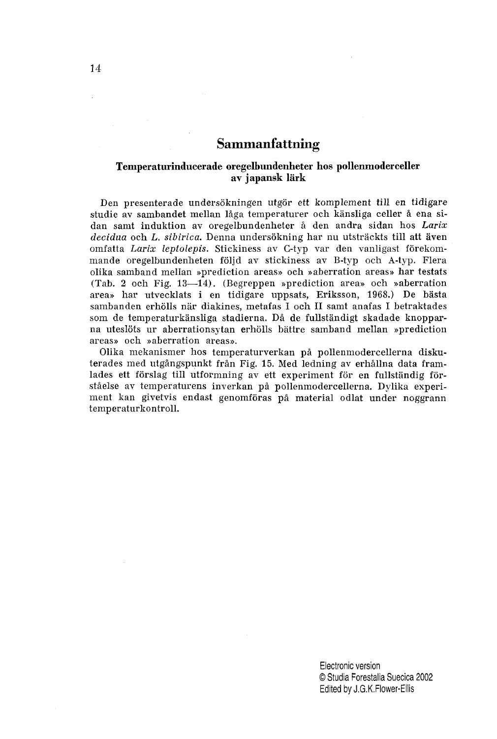# Sammanfattning

## Temperaturinducerade oregelbundenheter hos pollenmoderceller av japansk lärk

Den presenterade undersökningen utgör ett komplement till en tidigare studie av sambandet mellan låga temperaturer och känsliga celler å ena sidan samt induktion av oregelbundenheter å den andra sidan hos *Larix decidua* och *L. sibirica*. Denna undersökning har nu utsträckts till att även omfatta *Larix leptolepis*. Stickiness av C-typ var den vanligast förekommande oregelbundenheten följd av stickiness av B-typ och A-typ. Flera olika samband mellan »prediction areas» och »aberration areas» har testats (Tab. 2 och Fig. 13—14). (Begreppen »prediction area» och »aberration area» har utvecklats i en tidigare uppsats, Eriksson, 1968.) De bästa sambanden erhölls när diakines, metafas I och II samt anafas I betraktades som de temperaturkänsliga stadierna. Då de fullständigt skadade knopparna uteslöts ur aberrationsytan erhölls bättre samband mellan »prediction areas» och »aberration areas».

Olika mekanismer hos temperaturverkan på pollenmodercellerna diskuterades med utgångspunkt från Fig. 15. Med ledning av erhållna data framlades ett förslag till utformning av ett experiment för en fullständig förståelse av temperaturens inverkan på pollenmodercellerna. Dylika experiment kan givetvis endast genomföras på material odlat under noggrann temperaturkontroll.

Electronic version
© Studia Forestalia Suecica 2002
Edited by J.G.K.Flower-Ellis